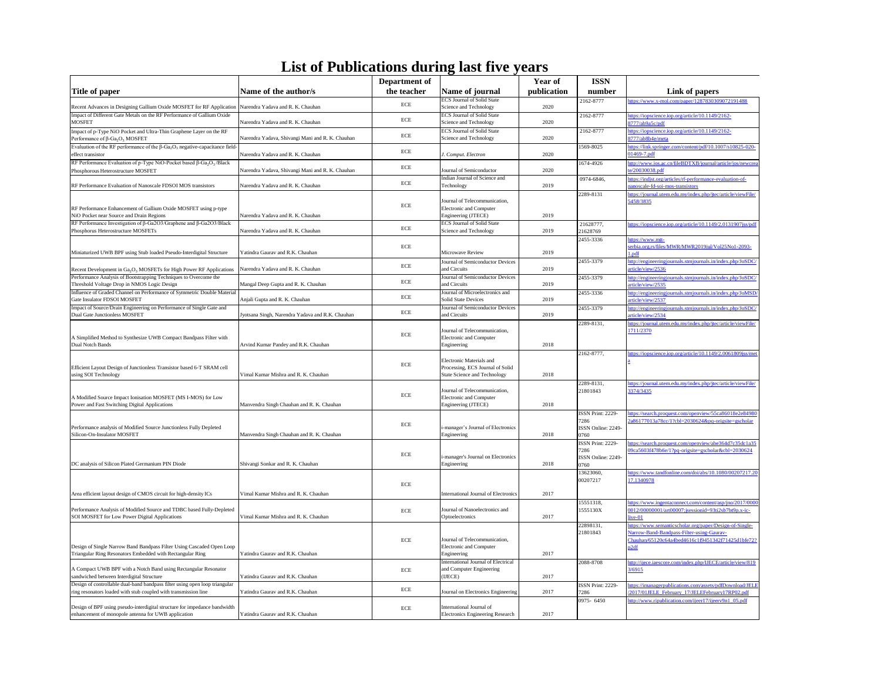# List of Publications during last five years

| Title of paper | Name of the author/s | Department of the teacher | Name of journal | Year of publication | ISSN number | Link of papers |
|---|---|---|---|---|---|---|
| Recent Advances in Designing Gallium Oxide MOSFET for RF Application | Narendra Yadava and R. K. Chauhan | ECE | ECS Journal of Solid State Science and Technology | 2020 | 2162-8777 | https://www.x-mol.com/paper/1287830309072191488 |
| Impact of Different Gate Metals on the RF Performance of Gallium Oxide MOSFET | Narendra Yadava and R. K. Chauhan | ECE | ECS Journal of Solid State Science and Technology | 2020 | 2162-8777 | https://iopscience.iop.org/article/10.1149/2162-8777/ab9a5c/pdf |
| Impact of p-Type NiO Pocket and Ultra-Thin Graphene Layer on the RF Performance of β-$Ga_2O_3$ MOSFET | Narendra Yadava, Shivangi Mani and R. K. Chauhan | ECE | ECS Journal of Solid State Science and Technology | 2020 | 2162-8777 | https://iopscience.iop.org/article/10.1149/2162-8777/ab8b4e/meta |
| Evaluation of the RF performance of the β-$Ga_2O_3$ negative-capacitance field-effect transistor | Narendra Yadava and R. K. Chauhan | ECE | J. Comput. Electron | 2020 | 1569-8025 | https://link.springer.com/content/pdf/10.1007/s10825-020-01469-7.pdf |
| RF Performance Evaluation of p-Type NiO-Pocket based β-$Ga_2O_3$/Black Phosphorous Heterostructure MOSFET | Narendra Yadava, Shivangi Mani and R. K. Chauhan | ECE | Journal of Semiconductor | 2020 | 1674-4926 | http://www.jos.ac.cn/fileBDTXB/journal/article/jos/newcreate/20030038.pdf |
| RF Performance Evaluation of Nanoscale FDSOI MOS transistors | Narendra Yadava and R. K. Chauhan | ECE | Indian Journal of Science and Technology | 2019 | 0974-6846, | https://indjst.org/articles/rf-performance-evaluation-of-nanoscale-fd-soi-mos-transistors |
| RF Performance Enhancement of Gallium Oxide MOSFET using p-type NiO Pocket near Source and Drain Regions | Narendra Yadava and R. K. Chauhan | ECE | Journal of Telecommunication, Electronic and Computer Engineering (JTECE) | 2019 | 2289-8131 | https://journal.utem.edu.my/index.php/jtec/article/viewFile/5458/3835 |
| RF Performance Investigation of β-Ga2O3/Graphene and β-Ga2O3/Black Phosphorus Heterostructure MOSFETs | Narendra Yadava and R. K. Chauhan | ECE | ECS Journal of Solid State Science and Technology | 2019 | 21628777, 21628769 | https://iopscience.iop.org/article/10.1149/2.0131907jss/pdf |
| Miniaturized UWB BPF using Stub loaded Pseudo-Interdigital Structure | Yatindra Gaurav and R.K. Chauhan | ECE | Microwave Review | 2019 | 2455-3336 | https://www.mtt-serbia.org.rs/files/MWR/MWR2019jul/Vol25No1-2093-1.pdf |
| Recent Development in $Ga_2O_3$ MOSFETs for High Power RF Applications | Narendra Yadava and R. K. Chauhan | ECE | Journal of Semiconductor Devices and Circuits | 2019 | 2455-3379 | http://engineeringjournals.stmjournals.in/index.php/JoSDC/article/view/2536 |
| Performance Analysis of Bootstrapping Techniques to Overcome the Threshold Voltage Drop in NMOS Logic Design | Mangal Deep Gupta and R. K. Chauhan | ECE | Journal of Semiconductor Devices and Circuits | 2019 | 2455-3379 | http://engineeringjournals.stmjournals.in/index.php/JoSDC/article/view/2535 |
| Influence of Graded Channel on Performance of Symmetric Double Material Gate Insulator FDSOI MOSFET | Anjali Gupta and R. K. Chauhan | ECE | Journal of Microelectronics and Solid State Devices | 2019 | 2455-3336 | http://engineeringjournals.stmjournals.in/index.php/JoMSD/article/view/2537 |
| Impact of Source/Drain Engineering on Performance of Single Gate and Dual Gate Junctionless MOSFET | Jyotsana Singh, Narendra Yadava and R.K. Chauhan | ECE | Journal of Semiconductor Devices and Circuits | 2019 | 2455-3379 | http://engineeringjournals.stmjournals.in/index.php/JoSDC/article/view/2534 |
| A Simplified Method to Synthesize UWB Compact Bandpass Filter with Dual Notch Bands | Arvind Kumar Pandey and R.K. Chauhan | ECE | Journal of Telecommunication, Electronic and Computer Engineering | 2018 | 2289-8131, | https://journal.utem.edu.my/index.php/jtec/article/viewFile/1711/2370 |
| Efficient Layout Design of Junctionless Transistor based 6-T SRAM cell using SOI Technology | Vimal Kumar Mishra and R. K. Chauhan | ECE | Electronic Materials and Processing, ECS Journal of Solid State Science and Technology | 2018 | 2162-8777, | https://iopscience.iop.org/article/10.1149/2.0061809jss/meta |
| A Modified Source Impact Ionisation MOSFET (MS I-MOS) for Low Power and Fast Switching Digital Applications | Manvendra Singh Chauhan and R. K. Chauhan | ECE | Journal of Telecommunication, Electronic and Computer Engineering (JTECE) | 2018 | 2289-8131, 21801843 | https://journal.utem.edu.my/index.php/jtec/article/viewFile/3374/3435 |
| Performance analysis of Modified Source Junctionless Fully Depleted Silicon-On-Insulator MOSFET | Manvendra Singh Chauhan and R. K. Chauhan | ECE | i-manager's Journal of Electronics Engineering | 2018 | ISSN Print: 2229-7286 ISSN Online: 2249-0760 | https://search.proquest.com/openview/55ca86018e2e849802a86177013a78cc/1?cbl=2030624&pq-origsite=gscholar |
| DC analysis of Silicon Plated Germanium PIN Diode | Shivangi Sonkar and R. K. Chauhan | ECE | i-manager's Journal on Electronics Engineering | 2018 | ISSN Print: 2229-7286 ISSN Online: 2249-0760 | https://search.proquest.com/openview/abe364d7c35dc1a3509ca5603f478b6e/1?pq-origsite=gscholar&cbl=2030624 |
| Area efficient layout design of CMOS circuit for high-density ICs | Vimal Kumar Mishra and R. K. Chauhan | ECE | International Journal of Electronics | 2017 | 13623060, 00207217 | https://www.tandfonline.com/doi/abs/10.1080/00207217.2017.1340978 |
| Performance Analysis of Modified Source and TDBC based Fully-Depleted SOI MOSFET for Low Power Digital Applications | Vimal Kumar Mishra and R. K. Chauhan | ECE | Journal of Nanoelectronics and Optoelectronics | 2017 | 15551318, 1555130X | https://www.ingentaconnect.com/content/asp/jno/2017/00000012/00000001/art00007;jsessionid=93ti2sb7bt9p.x-ic-live-01 |
| Design of Single Narrow Band Bandpass Filter Using Cascaded Open Loop Triangular Ring Resonators Embedded with Rectangular Ring | Yatindra Gaurav and R.K. Chauhan | ECE | Journal of Telecommunication, Electronic and Computer Engineering | 2017 | 22898131, 21801843 | https://www.semanticscholar.org/paper/Design-of-Single-Narrow-Band-Bandpass-Filter-using-Gaurav-Chauhan/65120c64a4bed4616c1f9451342f71425d1bfe72?p2df |
| A Compact UWB BPF with a Notch Band using Rectangular Resonator sandwiched between Interdigital Structure | Yatindra Gaurav and R.K. Chauhan | ECE | International Journal of Electrical and Computer Engineering (IJECE) | 2017 | 2088-8708 | http://ijece.iaescore.com/index.php/IJECE/article/view/8193/6915 |
| Design of controllable dual-band bandpass filter using open loop triangular ring resonators loaded with stub coupled with transmission line | Yatindra Gaurav and R.K. Chauhan | ECE | Journal on Electronics Engineering | 2017 | ISSN Print: 2229-7286 | https://imanagerpublications.com/assets/pdfDownload/JELE/2017/01JELE_February_17/JELEFebruary17RP02.pdf |
| Design of BPF using pseudo-interdigital structure for impedance bandwidth enhancement of monopole antenna for UWB application | Yatindra Gaurav and R.K. Chauhan | ECE | International Journal of Electronics Engineering Research | 2017 | 0975- 6450 | http://www.ripublication.com/ijeer17/ijeerv9n1_05.pdf |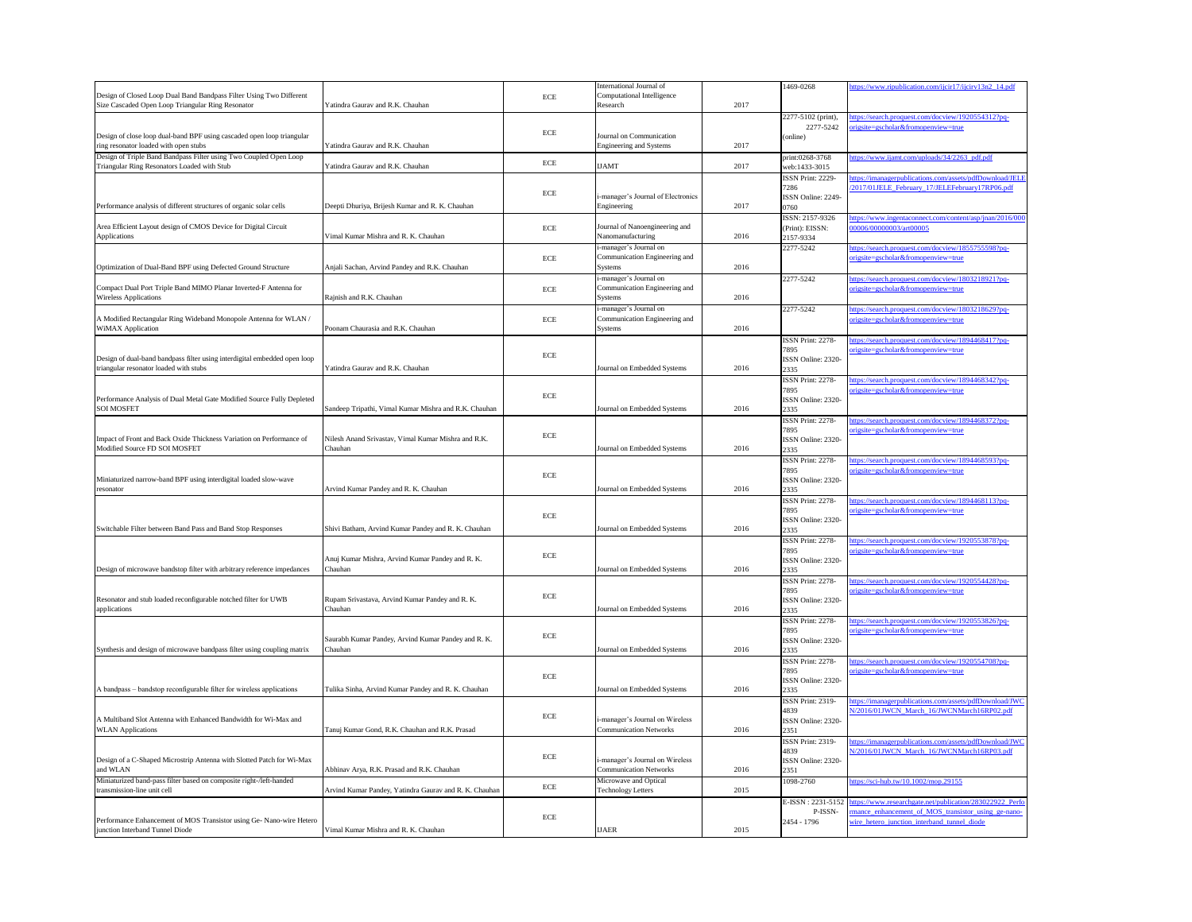| | | | | | | |
|---|---|---|---|---|---|---|
| Design of Closed Loop Dual Band Bandpass Filter Using Two Different Size Cascaded Open Loop Triangular Ring Resonator | Yatindra Gaurav and R.K. Chauhan | ECE | International Journal of Computational Intelligence Research | 2017 | 1469-0268 | https://www.ripublication.com/ijcir17/ijcirv13n2_14.pdf |
| Design of close loop dual-band BPF using cascaded open loop triangular ring resonator loaded with open stubs | Yatindra Gaurav and R.K. Chauhan | ECE | Journal on Communication Engineering and Systems | 2017 | 2277-5102 (print), 2277-5242 (online) | https://search.proquest.com/docview/1920554312?pq-origsite=gscholar&fromopenview=true |
| Design of Triple Band Bandpass Filter using Two Coupled Open Loop Triangular Ring Resonators Loaded with Stub | Yatindra Gaurav and R.K. Chauhan | ECE | IJAMT | 2017 | print:0268-3768 web:1433-3015 | https://www.ijamt.com/uploads/34/2263_pdf.pdf |
| Performance analysis of different structures of organic solar cells | Deepti Dhuriya, Brijesh Kumar and R. K. Chauhan | ECE | i-manager's Journal of Electronics Engineering | 2017 | ISSN Print: 2229-7286 ISSN Online: 2249-0760 | https://imanagerpublications.com/assets/pdfDownload/JELE/2017/01JELE_February_17/JELEFebruary17RP06.pdf |
| Area Efficient Layout design of CMOS Device for Digital Circuit Applications | Vimal Kumar Mishra and R. K. Chauhan | ECE | Journal of Nanoengineering and Nanomanufacturing | 2016 | ISSN: 2157-9326 (Print): EISSN: 2157-9334 | https://www.ingentaconnect.com/content/asp/jnan/2016/00000006/00000003/art00005 |
| Optimization of Dual-Band BPF using Defected Ground Structure | Anjali Sachan, Arvind Pandey and R.K. Chauhan | ECE | i-manager's Journal on Communication Engineering and Systems | 2016 | 2277-5242 | https://search.proquest.com/docview/1855755598?pq-origsite=gscholar&fromopenview=true |
| Compact Dual Port Triple Band MIMO Planar Inverted-F Antenna for Wireless Applications | Rajnish and R.K. Chauhan | ECE | i-manager's Journal on Communication Engineering and Systems | 2016 | 2277-5242 | https://search.proquest.com/docview/1803218921?pq-origsite=gscholar&fromopenview=true |
| A Modified Rectangular Ring Wideband Monopole Antenna for WLAN / WiMAX Application | Poonam Chaurasia and R.K. Chauhan | ECE | i-manager's Journal on Communication Engineering and Systems | 2016 | 2277-5242 | https://search.proquest.com/docview/1803218629?pq-origsite=gscholar&fromopenview=true |
| Design of dual-band bandpass filter using interdigital embedded open loop triangular resonator loaded with stubs | Yatindra Gaurav and R.K. Chauhan | ECE | Journal on Embedded Systems | 2016 | ISSN Print: 2278-7895 ISSN Online: 2320-2335 | https://search.proquest.com/docview/1894468417?pq-origsite=gscholar&fromopenview=true |
| Performance Analysis of Dual Metal Gate Modified Source Fully Depleted SOI MOSFET | Sandeep Tripathi, Vimal Kumar Mishra and R.K. Chauhan | ECE | Journal on Embedded Systems | 2016 | ISSN Print: 2278-7895 ISSN Online: 2320-2335 | https://search.proquest.com/docview/1894468342?pq-origsite=gscholar&fromopenview=true |
| Impact of Front and Back Oxide Thickness Variation on Performance of Modified Source FD SOI MOSFET | Nilesh Anand Srivastav, Vimal Kumar Mishra and R.K. Chauhan | ECE | Journal on Embedded Systems | 2016 | ISSN Print: 2278-7895 ISSN Online: 2320-2335 | https://search.proquest.com/docview/1894468372?pq-origsite=gscholar&fromopenview=true |
| Miniaturized narrow-band BPF using interdigital loaded slow-wave resonator | Arvind Kumar Pandey and R. K. Chauhan | ECE | Journal on Embedded Systems | 2016 | ISSN Print: 2278-7895 ISSN Online: 2320-2335 | https://search.proquest.com/docview/1894468593?pq-origsite=gscholar&fromopenview=true |
| Switchable Filter between Band Pass and Band Stop Responses | Shivi Batham, Arvind Kumar Pandey and R. K. Chauhan | ECE | Journal on Embedded Systems | 2016 | ISSN Print: 2278-7895 ISSN Online: 2320-2335 | https://search.proquest.com/docview/1894468113?pq-origsite=gscholar&fromopenview=true |
| Design of microwave bandstop filter with arbitrary reference impedances | Anuj Kumar Mishra, Arvind Kumar Pandey and R. K. Chauhan | ECE | Journal on Embedded Systems | 2016 | ISSN Print: 2278-7895 ISSN Online: 2320-2335 | https://search.proquest.com/docview/1920553878?pq-origsite=gscholar&fromopenview=true |
| Resonator and stub loaded reconfigurable notched filter for UWB applications | Rupam Srivastava, Arvind Kumar Pandey and R. K. Chauhan | ECE | Journal on Embedded Systems | 2016 | ISSN Print: 2278-7895 ISSN Online: 2320-2335 | https://search.proquest.com/docview/1920554428?pq-origsite=gscholar&fromopenview=true |
| Synthesis and design of microwave bandpass filter using coupling matrix | Saurabh Kumar Pandey, Arvind Kumar Pandey and R. K. Chauhan | ECE | Journal on Embedded Systems | 2016 | ISSN Print: 2278-7895 ISSN Online: 2320-2335 | https://search.proquest.com/docview/1920553826?pq-origsite=gscholar&fromopenview=true |
| A bandpass – bandstop reconfigurable filter for wireless applications | Tulika Sinha, Arvind Kumar Pandey and R. K. Chauhan | ECE | Journal on Embedded Systems | 2016 | ISSN Print: 2278-7895 ISSN Online: 2320-2335 | https://search.proquest.com/docview/1920554708?pq-origsite=gscholar&fromopenview=true |
| A Multiband Slot Antenna with Enhanced Bandwidth for Wi-Max and WLAN Applications | Tanuj Kumar Gond, R.K. Chauhan and R.K. Prasad | ECE | i-manager's Journal on Wireless Communication Networks | 2016 | ISSN Print: 2319-4839 ISSN Online: 2320-2351 | https://imanagerpublications.com/assets/pdfDownload/JWCN/2016/01JWCN_March_16/JWCNMarch16RP02.pdf |
| Design of a C-Shaped Microstrip Antenna with Slotted Patch for Wi-Max and WLAN | Abhinav Arya, R.K. Prasad and R.K. Chauhan | ECE | i-manager's Journal on Wireless Communication Networks | 2016 | ISSN Print: 2319-4839 ISSN Online: 2320-2351 | https://imanagerpublications.com/assets/pdfDownload/JWCN/2016/01JWCN_March_16/JWCNMarch16RP03.pdf |
| Miniaturized band-pass filter based on composite right-/left-handed transmission-line unit cell | Arvind Kumar Pandey, Yatindra Gaurav and R. K. Chauhan | ECE | Microwave and Optical Technology Letters | 2015 | 1098-2760 | https://sci-hub.tw/10.1002/mop.29155 |
| Performance Enhancement of MOS Transistor using Ge- Nano-wire Hetero junction Interband Tunnel Diode | Vimal Kumar Mishra and R. K. Chauhan | ECE | IJAER | 2015 | E-ISSN : 2231-5152 P-ISSN- 2454 - 1796 | https://www.researchgate.net/publication/283022922_Performance_enhancement_of_MOS_transistor_using_ge-nano-wire_hetero_junction_interband_tunnel_diode |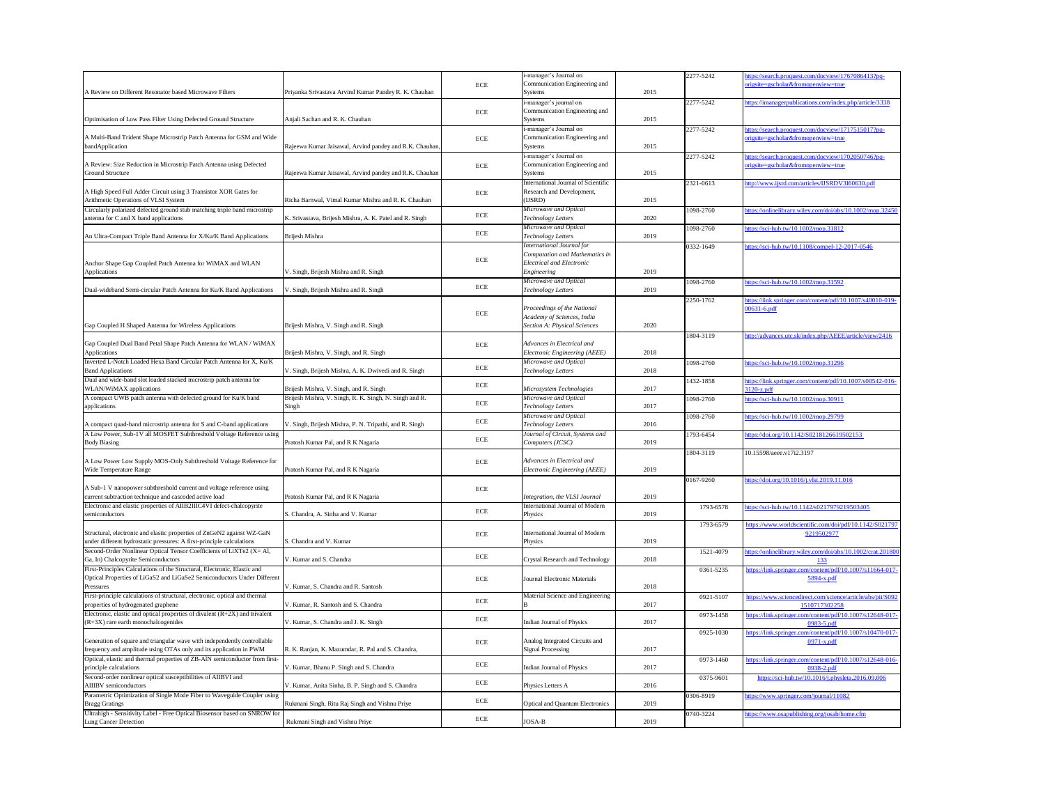| | | | | | | |
|---|---|---|---|---|---|---|
| A Review on Different Resonator based Microwave Filters | Priyanka Srivastava Arvind Kumar Pandey R. K. Chauhan | ECE | i-manager's Journal on Communication Engineering and Systems | 2015 | 2277-5242 | https://search.proquest.com/docview/1767086413?pq-origsite=gscholar&fromopenview=true |
| Optimisation of Low Pass Filter Using Defected Ground Structure | Anjali Sachan and R. K. Chauhan | ECE | i-manager's journal on Communication Engineering and Systems | 2015 | 2277-5242 | https://imanagerpublications.com/index.php/article/3338 |
| A Multi-Band Trident Shape Microstrip Patch Antenna for GSM and Wide bandApplication | Rajeewa Kumar Jaisawal, Arvind pandey and R.K. Chauhan, | ECE | i-manager's Journal on Communication Engineering and Systems | 2015 | 2277-5242 | https://search.proquest.com/docview/1717515017?pq-origsite=gscholar&fromopenview=true |
| A Review: Size Reduction in Microstrip Patch Antenna using Defected Ground Structure | Rajeewa Kumar Jaisawal, Arvind pandey and R.K. Chauhan | ECE | i-manager's Journal on Communication Engineering and Systems | 2015 | 2277-5242 | https://search.proquest.com/docview/1702050746?pq-origsite=gscholar&fromopenview=true |
| A High Speed Full Adder Circuit using 3 Transistor XOR Gates for Arithmetic Operations of VLSI System | Richa Barnwal, Vimal Kumar Mishra and R. K. Chauhan | ECE | International Journal of Scientific Research and Development, (IJSRD) | 2015 | 2321-0613 | http://www.ijsrd.com/articles/IJSRDV3I60630.pdf |
| Circularly polarized defected ground stub matching triple band microstrip antenna for C and X band applications | K. Srivastava, Brijesh Mishra, A. K. Patel and R. Singh | ECE | *Microwave and Optical Technology Letters* | 2020 | 1098-2760 | https://onlinelibrary.wiley.com/doi/abs/10.1002/mop.32450 |
| An Ultra-Compact Triple Band Antenna for X/Ku/K Band Applications | Brijesh Mishra | ECE | *Microwave and Optical Technology Letters* | 2019 | 1098-2760 | https://sci-hub.tw/10.1002/mop.31812 |
| Anchor Shape Gap Coupled Patch Antenna for WiMAX and WLAN Applications | V. Singh, Brijesh Mishra and R. Singh | ECE | *International Journal for Computation and Mathematics in Electrical and Electronic Engineering* | 2019 | 0332-1649 | https://sci-hub.tw/10.1108/compel-12-2017-0546 |
| Dual-wideband Semi-circular Patch Antenna for Ku/K Band Applications | V. Singh, Brijesh Mishra and R. Singh | ECE | *Microwave and Optical Technology Letters* | 2019 | 1098-2760 | https://sci-hub.tw/10.1002/mop.31592 |
| Gap Coupled H Shaped Antenna for Wireless Applications | Brijesh Mishra, V. Singh and R. Singh | ECE | *Proceedings of the National Academy of Sciences, India Section A: Physical Sciences* | 2020 | 2250-1762 | https://link.springer.com/content/pdf/10.1007/s40010-019-00631-6.pdf |
| Gap Coupled Dual Band Petal Shape Patch Antenna for WLAN / WiMAX Applications | Brijesh Mishra, V. Singh, and R. Singh | ECE | *Advances in Electrical and Electronic Engineering (AEEE)* | 2018 | 1804-3119 | http://advances.utc.sk/index.php/AEEE/article/view/2416 |
| Inverted L-Notch Loaded Hexa Band Circular Patch Antenna for X, Ku/K Band Applications | V. Singh, Brijesh Mishra, A. K. Dwivedi and R. Singh | ECE | *Microwave and Optical Technology Letters* | 2018 | 1098-2760 | https://sci-hub.tw/10.1002/mop.31296 |
| Dual and wide-band slot loaded stacked microstrip patch antenna for WLAN/WiMAX applications | Brijesh Mishra, V. Singh, and R. Singh | ECE | *Microsystem Technologies* | 2017 | 1432-1858 | https://link.springer.com/content/pdf/10.1007/s00542-016-3120-z.pdf |
| A compact UWB patch antenna with defected ground for Ku/K band applications | Brijesh Mishra, V. Singh, R. K. Singh, N. Singh and R. Singh | ECE | *Microwave and Optical Technology Letters* | 2017 | 1098-2760 | https://sci-hub.tw/10.1002/mop.30911 |
| A compact quad-band microstrip antenna for S and C-band applications | V. Singh, Brijesh Mishra, P. N. Tripathi, and R. Singh | ECE | *Microwave and Optical Technology Letters* | 2016 | 1098-2760 | https://sci-hub.tw/10.1002/mop.29799 |
| A Low Power, Sub-1V all MOSFET Subthreshold Voltage Reference using Body Biasing | Pratosh Kumar Pal, and R K Nagaria | ECE | *Journal of Circuit, Systems and Computers (JCSC)* | 2019 | 1793-6454 | https://doi.org/10.1142/S0218126619502153 |
| A Low Power Low Supply MOS-Only Subthreshold Voltage Reference for Wide Temperature Range | Pratosh Kumar Pal, and R K Nagaria | ECE | *Advances in Electrical and Electronic Engineering (AEEE)* | 2019 | 1804-3119 | 10.15598/aeee.v17i2.3197 |
| A Sub-1 V nanopower subthreshold current and voltage reference using current subtraction technique and cascoded active load | Pratosh Kumar Pal, and R K Nagaria | ECE | *Integration, the VLSI Journal* | 2019 | 0167-9260 | https://doi.org/10.1016/j.vlsi.2019.11.016 |
| Electronic and elastic properties of AIIB2IIIC4VI defect-chalcopyrite semiconductors | S. Chandra, A. Sinha and V. Kumar | ECE | International Journal of Modern Physics | 2019 | 1793-6578 | https://sci-hub.tw/10.1142/s0217979219503405 |
| Structural, electronic and elastic properties of ZnGeN2 against WZ-GaN under different hydrostatic pressures: A first-principle calculations | S. Chandra and V. Kumar | ECE | International Journal of Modern Physics | 2019 | 1793-6579 | https://www.worldscientific.com/doi/pdf/10.1142/S0217979219502977 |
| Second-Order Nonlinear Optical Tensor Coefficients of LiXTe2 (X= Al, Ga, In) Chalcopyrite Semiconductors | V. Kumar and S. Chandra | ECE | Crystal Research and Technology | 2018 | 1521-4079 | https://onlinelibrary.wiley.com/doi/abs/10.1002/crat.201800133 |
| First-Principles Calculations of the Structural, Electronic, Elastic and Optical Properties of LiGaS2 and LiGaSe2 Semiconductors Under Different Pressures | V. Kumar, S. Chandra and R. Santosh | ECE | Journal Electronic Materials | 2018 | 0361-5235 | https://link.springer.com/content/pdf/10.1007/s11664-017-5894-x.pdf |
| First-principle calculations of structural, electronic, optical and thermal properties of hydrogenated graphene | V. Kumar, R. Santosh and S. Chandra | ECE | Material Science and Engineering B | 2017 | 0921-5107 | https://www.sciencedirect.com/science/article/abs/pii/S0921510717302258 |
| Electronic, elastic and optical properties of divalent (R+2X) and trivalent (R+3X) rare earth monochalcogenides | V. Kumar, S. Chandra and J. K. Singh | ECE | Indian Journal of Physics | 2017 | 0973-1458 | https://link.springer.com/content/pdf/10.1007/s12648-017-0983-5.pdf |
| Generation of square and triangular wave with independently controllable frequency and amplitude using OTAs only and its application in PWM | R. K. Ranjan, K. Mazumdar, R. Pal and S. Chandra, | ECE | Analog Integrated Circuits and Signal Processing | 2017 | 0925-1030 | https://link.springer.com/content/pdf/10.1007/s10470-017-0971-x.pdf |
| Optical, elastic and thermal properties of ZB-AlN semiconductor from first-principle calculations | V. Kumar, Bhanu P. Singh and S. Chandra | ECE | Indian Journal of Physics | 2017 | 0973-1460 | https://link.springer.com/content/pdf/10.1007/s12648-016-0938-2.pdf |
| Second-order nonlinear optical susceptibilities of AIIBVI and AIIIBV semiconductors | V. Kumar, Anita Sinha, B. P. Singh and S. Chandra | ECE | Physics Letters A | 2016 | 0375-9601 | https://sci-hub.tw/10.1016/j.physleta.2016.09.006 |
| Parametric Optimization of Single Mode Fiber to Waveguide Coupler using Bragg Gratings | Rukmani Singh, Ritu Raj Singh and Vishnu Priye | ECE | Optical and Quantum Electronics | 2019 | 0306-8919 | https://www.springer.com/journal/11082 |
| Ultrahigh - Sensitivity Label - Free Optical Biosensor based on SNROW for Lung Cancer Detection | Rukmani Singh and Vishnu Priye | ECE | JOSA-B | 2019 | 0740-3224 | https://www.osapublishing.org/josab/home.cfm |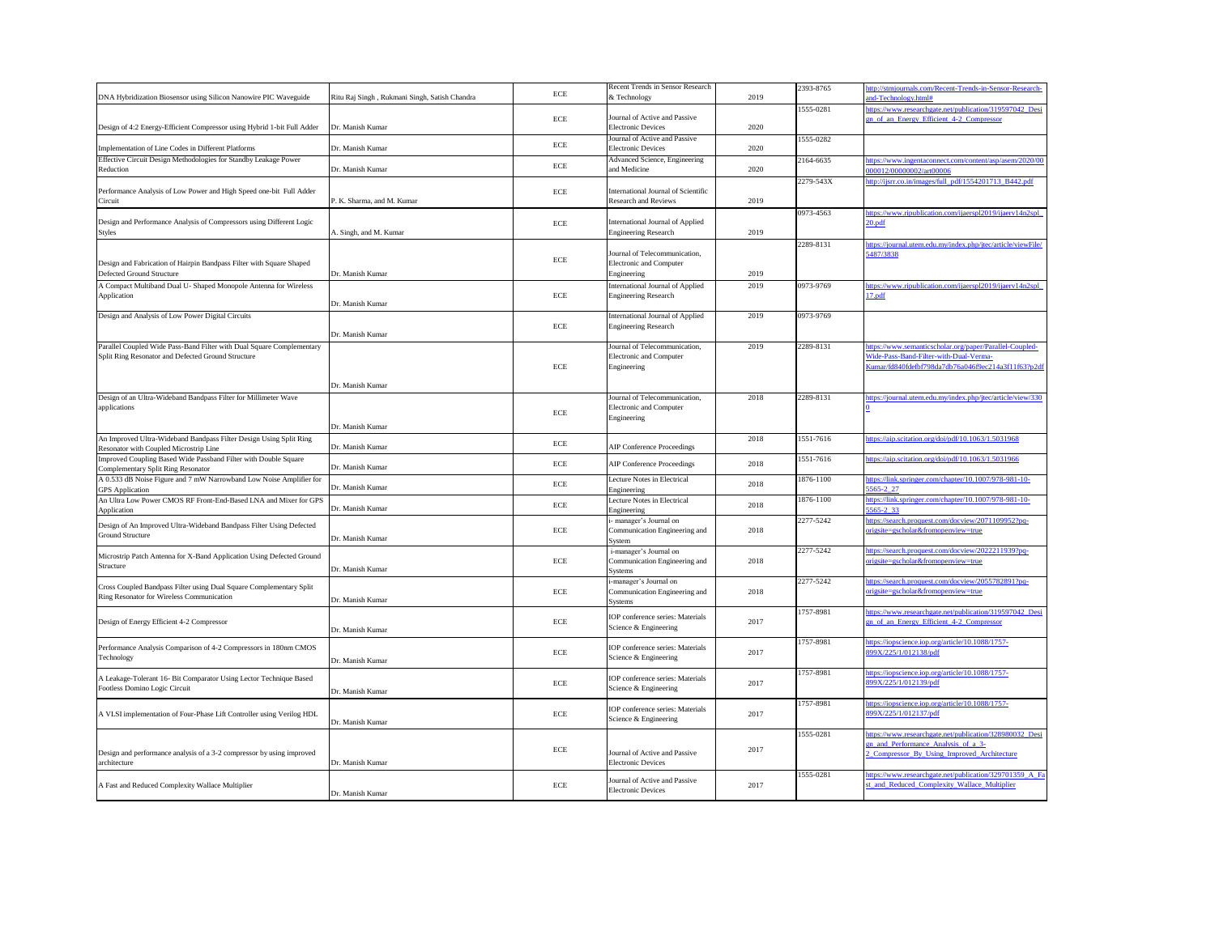| | | | | | | |
|---|---|---|---|---|---|---|
| DNA Hybridization Biosensor using Silicon Nanowire PIC Waveguide | Ritu Raj Singh , Rukmani Singh, Satish Chandra | ECE | Recent Trends in Sensor Research & Technology | 2019 | 2393-8765 | http://stmjournals.com/Recent-Trends-in-Sensor-Research-and-Technology.html# |
| Design of 4:2 Energy-Efficient Compressor using Hybrid 1-bit Full Adder | Dr. Manish Kumar | ECE | Journal of Active and Passive Electronic Devices | 2020 | 1555-0281 | https://www.researchgate.net/publication/319597042_Design_of_an_Energy_Efficient_4-2_Compressor |
| Implementation of Line Codes in Different Platforms | Dr. Manish Kumar | ECE | Journal of Active and Passive Electronic Devices | 2020 | 1555-0282 | |
| Effective Circuit Design Methodologies for Standby Leakage Power Reduction | Dr. Manish Kumar | ECE | Advanced Science, Engineering and Medicine | 2020 | 2164-6635 | https://www.ingentaconnect.com/content/asp/asem/2020/00000012/00000002/art00006 |
| Performance Analysis of Low Power and High Speed one-bit Full Adder Circuit | P. K. Sharma, and M. Kumar | ECE | International Journal of Scientific Research and Reviews | 2019 | 2279-543X | http://ijsrr.co.in/images/full_pdf/1554201713_B442.pdf |
| Design and Performance Analysis of Compressors using Different Logic Styles | A. Singh, and M. Kumar | ECE | International Journal of Applied Engineering Research | 2019 | 0973-4563 | https://www.ripublication.com/ijaerspl2019/ijaerv14n2spl_20.pdf |
| Design and Fabrication of Hairpin Bandpass Filter with Square Shaped Defected Ground Structure | Dr. Manish Kumar | ECE | Journal of Telecommunication, Electronic and Computer Engineering | 2019 | 2289-8131 | https://journal.utem.edu.my/index.php/jtec/article/viewFile/5487/3838 |
| A Compact Multiband Dual U- Shaped Monopole Antenna for Wireless Application | Dr. Manish Kumar | ECE | International Journal of Applied Engineering Research | 2019 | 0973-9769 | https://www.ripublication.com/ijaerspl2019/ijaerv14n2spl_17.pdf |
| Design and Analysis of Low Power Digital Circuits | Dr. Manish Kumar | ECE | International Journal of Applied Engineering Research | 2019 | 0973-9769 | |
| Parallel Coupled Wide Pass-Band Filter with Dual Square Complementary Split Ring Resonator and Defected Ground Structure | Dr. Manish Kumar | ECE | Journal of Telecommunication, Electronic and Computer Engineering | 2019 | 2289-8131 | https://www.semanticscholar.org/paper/Parallel-Coupled-Wide-Pass-Band-Filter-with-Dual-Verma-Kumar/fd840fdefbf798da7db76a046f9ec214a3f11f63?p2df |
| Design of an Ultra-Wideband Bandpass Filter for Millimeter Wave applications | Dr. Manish Kumar | ECE | Journal of Telecommunication, Electronic and Computer Engineering | 2018 | 2289-8131 | https://journal.utem.edu.my/index.php/jtec/article/view/3300 |
| An Improved Ultra-Wideband Bandpass Filter Design Using Split Ring Resonator with Coupled Microstrip Line | Dr. Manish Kumar | ECE | AIP Conference Proceedings | 2018 | 1551-7616 | https://aip.scitation.org/doi/pdf/10.1063/1.5031968 |
| Improved Coupling Based Wide Passband Filter with Double Square Complementary Split Ring Resonator | Dr. Manish Kumar | ECE | AIP Conference Proceedings | 2018 | 1551-7616 | https://aip.scitation.org/doi/pdf/10.1063/1.5031966 |
| A 0.533 dB Noise Figure and 7 mW Narrowband Low Noise Amplifier for GPS Application | Dr. Manish Kumar | ECE | Lecture Notes in Electrical Engineering | 2018 | 1876-1100 | https://link.springer.com/chapter/10.1007/978-981-10-5565-2_27 |
| An Ultra Low Power CMOS RF Front-End-Based LNA and Mixer for GPS Application | Dr. Manish Kumar | ECE | Lecture Notes in Electrical Engineering | 2018 | 1876-1100 | https://link.springer.com/chapter/10.1007/978-981-10-5565-2_33 |
| Design of An Improved Ultra-Wideband Bandpass Filter Using Defected Ground Structure | Dr. Manish Kumar | ECE | i- manager's Journal on Communication Engineering and System | 2018 | 2277-5242 | https://search.proquest.com/docview/2071109952?pq-origsite=gscholar&fromopenview=true |
| Microstrip Patch Antenna for X-Band Application Using Defected Ground Structure | Dr. Manish Kumar | ECE | i-manager's Journal on Communication Engineering and Systems | 2018 | 2277-5242 | https://search.proquest.com/docview/2022211939?pq-origsite=gscholar&fromopenview=true |
| Cross Coupled Bandpass Filter using Dual Square Complementary Split Ring Resonator for Wireless Communication | Dr. Manish Kumar | ECE | i-manager's Journal on Communication Engineering and Systems | 2018 | 2277-5242 | https://search.proquest.com/docview/2055782891?pq-origsite=gscholar&fromopenview=true |
| Design of Energy Efficient 4-2 Compressor | Dr. Manish Kumar | ECE | IOP conference series: Materials Science & Engineering | 2017 | 1757-8981 | https://www.researchgate.net/publication/319597042_Design_of_an_Energy_Efficient_4-2_Compressor |
| Performance Analysis Comparison of 4-2 Compressors in 180nm CMOS Technology | Dr. Manish Kumar | ECE | IOP conference series: Materials Science & Engineering | 2017 | 1757-8981 | https://iopscience.iop.org/article/10.1088/1757-899X/225/1/012138/pdf |
| A Leakage-Tolerant 16- Bit Comparator Using Lector Technique Based Footless Domino Logic Circuit | Dr. Manish Kumar | ECE | IOP conference series: Materials Science & Engineering | 2017 | 1757-8981 | https://iopscience.iop.org/article/10.1088/1757-899X/225/1/012139/pdf |
| A VLSI implementation of Four-Phase Lift Controller using Verilog HDL | Dr. Manish Kumar | ECE | IOP conference series: Materials Science & Engineering | 2017 | 1757-8981 | https://iopscience.iop.org/article/10.1088/1757-899X/225/1/012137/pdf |
| Design and performance analysis of a 3-2 compressor by using improved architecture | Dr. Manish Kumar | ECE | Journal of Active and Passive Electronic Devices | 2017 | 1555-0281 | https://www.researchgate.net/publication/328980032_Design_and_Performance_Analysis_of_a_3-2_Compressor_By_Using_Improved_Architecture |
| A Fast and Reduced Complexity Wallace Multiplier | Dr. Manish Kumar | ECE | Journal of Active and Passive Electronic Devices | 2017 | 1555-0281 | https://www.researchgate.net/publication/329701359_A_Fast_and_Reduced_Complexity_Wallace_Multiplier |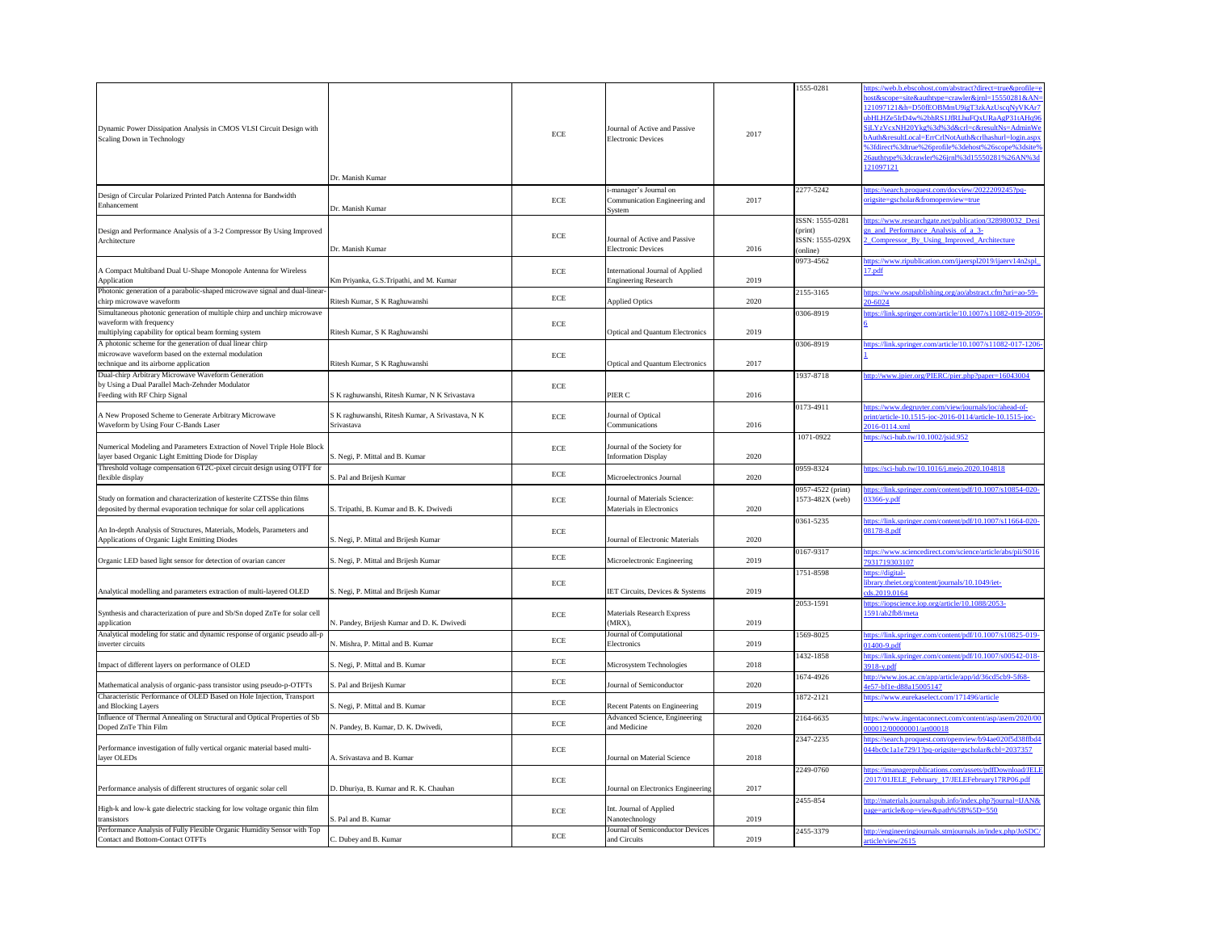| Dynamic Power Dissipation Analysis in CMOS VLSI Circuit Design with Scaling Down in Technology | Dr. Manish Kumar | ECE | Journal of Active and Passive Electronic Devices | 2017 | 1555-0281 | https://web.b.ebscohost.com/abstract?direct=true&profile=ehost&scope=site&authtype=crawler&jrnl=15550281&AN=121097121&h=D50fEOBMmU9igT3zkAzUscqNyVKAr7ubHLHZe5IrD4w%2bhRS1JfRLhuFQxURaAgP31tAHq96SjLYzVcxNH20Ykg%3d%3d&crl=c&resultNs=AdminWebAuth&resultLocal=ErrCrlNotAuth&crlhashurl=login.aspx%3fdirect%3dtrue%26profile%3dehost%26scope%3dsite%26authtype%3dcrawler%26jrnl%3d15550281%26AN%3d121097121 |
|---|---|---|---|---|---|---|
| Design of Circular Polarized Printed Patch Antenna for Bandwidth Enhancement | Dr. Manish Kumar | ECE | i-manager's Journal on Communication Engineering and System | 2017 | 2277-5242 | https://search.proquest.com/docview/2022209245?pq-origsite=gscholar&fromopenview=true |
| Design and Performance Analysis of a 3-2 Compressor By Using Improved Architecture | Dr. Manish Kumar | ECE | Journal of Active and Passive Electronic Devices | 2016 | ISSN: 1555-0281 (print) ISSN: 1555-029X (online) | https://www.researchgate.net/publication/328980032_Design_and_Performance_Analysis_of_a_3-2_Compressor_By_Using_Improved_Architecture |
| A Compact Multiband Dual U-Shape Monopole Antenna for Wireless Application | Km Priyanka, G.S.Tripathi, and M. Kumar | ECE | International Journal of Applied Engineering Research | 2019 | 0973-4562 | https://www.ripublication.com/ijaerspl2019/ijaerv14n2spl_17.pdf |
| Photonic generation of a parabolic-shaped microwave signal and dual-linear-chirp microwave waveform | Ritesh Kumar, S K Raghuwanshi | ECE | Applied Optics | 2020 | 2155-3165 | https://www.osapublishing.org/ao/abstract.cfm?uri=ao-59-20-6024 |
| Simultaneous photonic generation of multiple chirp and unchirp microwave waveform with frequency multiplying capability for optical beam forming system | Ritesh Kumar, S K Raghuwanshi | ECE | Optical and Quantum Electronics | 2019 | 0306-8919 | https://link.springer.com/article/10.1007/s11082-019-2059-6 |
| A photonic scheme for the generation of dual linear chirp microwave waveform based on the external modulation technique and its airborne application | Ritesh Kumar, S K Raghuwanshi | ECE | Optical and Quantum Electronics | 2017 | 0306-8919 | https://link.springer.com/article/10.1007/s11082-017-1206-1 |
| Dual-chirp Arbitrary Microwave Waveform Generation by Using a Dual Parallel Mach-Zehnder Modulator Feeding with RF Chirp Signal | S K raghuwanshi, Ritesh Kumar, N K Srivastava | ECE | PIER C | 2016 | 1937-8718 | http://www.jpier.org/PIERC/pier.php?paper=16043004 |
| A New Proposed Scheme to Generate Arbitrary Microwave Waveform by Using Four C-Bands Laser | S K raghuwanshi, Ritesh Kumar, A Srivastava, N K Srivastava | ECE | Journal of Optical Communications | 2016 | 0173-4911 | https://www.degruyter.com/view/journals/joc/ahead-of-print/article-10.1515-joc-2016-0114/article-10.1515-joc-2016-0114.xml |
| Numerical Modeling and Parameters Extraction of Novel Triple Hole Block layer based Organic Light Emitting Diode for Display | S. Negi, P. Mittal and B. Kumar | ECE | Journal of the Society for Information Display | 2020 | 1071-0922 | https://sci-hub.tw/10.1002/jsid.952 |
| Threshold voltage compensation 6T2C-pixel circuit design using OTFT for flexible display | S. Pal and Brijesh Kumar | ECE | Microelectronics Journal | 2020 | 0959-8324 | https://sci-hub.tw/10.1016/j.mejo.2020.104818 |
| Study on formation and characterization of kesterite CZTSSe thin films deposited by thermal evaporation technique for solar cell applications | S. Tripathi, B. Kumar and B. K. Dwivedi | ECE | Journal of Materials Science: Materials in Electronics | 2020 | 0957-4522 (print) 1573-482X (web) | https://link.springer.com/content/pdf/10.1007/s10854-020-03366-y.pdf |
| An In-depth Analysis of Structures, Materials, Models, Parameters and Applications of Organic Light Emitting Diodes | S. Negi, P. Mittal and Brijesh Kumar | ECE | Journal of Electronic Materials | 2020 | 0361-5235 | https://link.springer.com/content/pdf/10.1007/s11664-020-08178-8.pdf |
| Organic LED based light sensor for detection of ovarian cancer | S. Negi, P. Mittal and Brijesh Kumar | ECE | Microelectronic Engineering | 2019 | 0167-9317 | https://www.sciencedirect.com/science/article/abs/pii/S0167931719303107 |
| Analytical modelling and parameters extraction of multi-layered OLED | S. Negi, P. Mittal and Brijesh Kumar | ECE | IET Circuits, Devices & Systems | 2019 | 1751-8598 | https://digital-library.theiet.org/content/journals/10.1049/iet-cds.2019.0164 |
| Synthesis and characterization of pure and Sb/Sn doped ZnTe for solar cell application | N. Pandey, Brijesh Kumar and D. K. Dwivedi | ECE | Materials Research Express (MRX), | 2019 | 2053-1591 | https://iopscience.iop.org/article/10.1088/2053-1591/ab2fb8/meta |
| Analytical modeling for static and dynamic response of organic pseudo all-p inverter circuits | N. Mishra, P. Mittal and B. Kumar | ECE | Journal of Computational Electronics | 2019 | 1569-8025 | https://link.springer.com/content/pdf/10.1007/s10825-019-01400-9.pdf |
| Impact of different layers on performance of OLED | S. Negi, P. Mittal and B. Kumar | ECE | Microsystem Technologies | 2018 | 1432-1858 | https://link.springer.com/content/pdf/10.1007/s00542-018-3918-y.pdf |
| Mathematical analysis of organic-pass transistor using pseudo-p-OTFTs | S. Pal and Brijesh Kumar | ECE | Journal of Semiconductor | 2020 | 1674-4926 | http://www.jos.ac.cn/app/article/app/id/36cd5cb9-5f68-4e57-bf1e-d88a15005147 |
| Characteristic Performance of OLED Based on Hole Injection, Transport and Blocking Layers | S. Negi, P. Mittal and B. Kumar | ECE | Recent Patents on Engineering | 2019 | 1872-2121 | https://www.eurekaselect.com/171496/article |
| Influence of Thermal Annealing on Structural and Optical Properties of Sb Doped ZnTe Thin Film | N. Pandey, B. Kumar, D. K. Dwivedi, | ECE | Advanced Science, Engineering and Medicine | 2020 | 2164-6635 | https://www.ingentaconnect.com/content/asp/asem/2020/00000012/00000001/art00018 |
| Performance investigation of fully vertical organic material based multi-layer OLEDs | A. Srivastava and B. Kumar | ECE | Journal on Material Science | 2018 | 2347-2235 | https://search.proquest.com/openview/b94ae020f5d38ffbd4044bc0c1a1e729/1?pq-origsite=gscholar&cbl=2037357 |
| Performance analysis of different structures of organic solar cell | D. Dhuriya, B. Kumar and R. K. Chauhan | ECE | Journal on Electronics Engineering | 2017 | 2249-0760 | https://imanagerpublications.com/assets/pdfDownload/JELE/2017/01JELE_February_17/JELEFebruary17RP06.pdf |
| High-k and low-k gate dielectric stacking for low voltage organic thin film transistors | S. Pal and B. Kumar | ECE | Int. Journal of Applied Nanotechnology | 2019 | 2455-854 | http://materials.journalspub.info/index.php?journal=IJAN&page=article&op=view&path%5B%5D=550 |
| Performance Analysis of Fully Flexible Organic Humidity Sensor with Top Contact and Bottom-Contact OTFTs | C. Dubey and B. Kumar | ECE | Journal of Semiconductor Devices and Circuits | 2019 | 2455-3379 | http://engineeringjournals.stmjournals.in/index.php/JoSDC/article/view/2615 |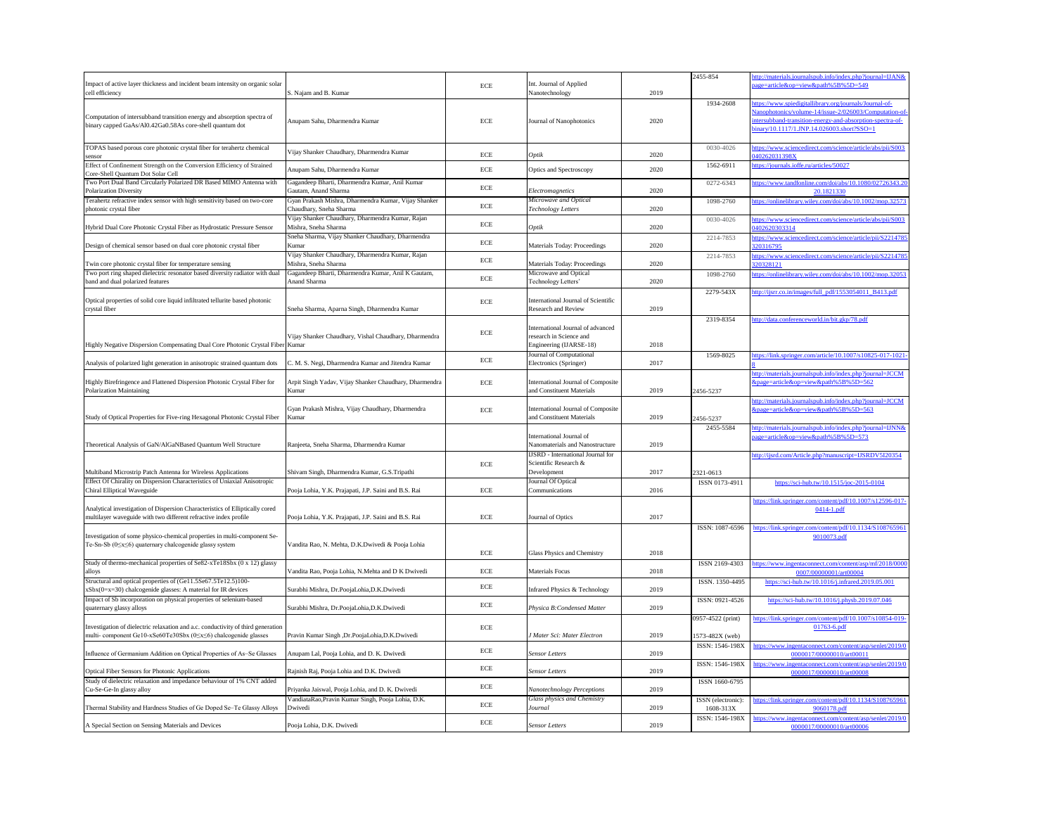| | | | | | | |
|---|---|---|---|---|---|---|
| Impact of active layer thickness and incident beam intensity on organic solar cell efficiency | S. Najam and B. Kumar | ECE | Int. Journal of Applied Nanotechnology | 2019 | 2455-854 | http://materials.journalspub.info/index.php?journal=IJAN&page=article&op=view&path%5B%5D=549 |
| Computation of intersubband transition energy and absorption spectra of binary capped GaAs/Al0.42Ga0.58As core-shell quantum dot | Anupam Sahu, Dharmendra Kumar | ECE | Journal of Nanophotonics | 2020 | 1934-2608 | https://www.spiedigitallibrary.org/journals/Journal-of-Nanophotonics/volume-14/issue-2/026003/Computation-of-intersubband-transition-energy-and-absorption-spectra-of-binary/10.1117/1.JNP.14.026003.short?SSO=1 |
| TOPAS based porous core photonic crystal fiber for terahertz chemical sensor | Vijay Shanker Chaudhary, Dharmendra Kumar | ECE | *Optik* | 2020 | 0030-4026 | https://www.sciencedirect.com/science/article/abs/pii/S003040262031398X |
| Effect of Confinement Strength on the Conversion Efficiency of Strained Core-Shell Quantum Dot Solar Cell | Anupam Sahu, Dharmendra Kumar | ECE | Optics and Spectroscopy | 2020 | 1562-6911 | https://journals.ioffe.ru/articles/50027 |
| Two Port Dual Band Circularly Polarized DR Based MIMO Antenna with Polarization Diversity | Gagandeep Bharti, Dharmendra Kumar, Anil Kumar Gautam, Anand Sharma | ECE | *Electromagnetics* | 2020 | 0272-6343 | https://www.tandfonline.com/doi/abs/10.1080/02726343.2020.1821330 |
| Terahertz refractive index sensor with high sensitivity based on two-core photonic crystal fiber | Gyan Prakash Mishra, Dharmendra Kumar, Vijay Shanker Chaudhary, Sneha Sharma | ECE | *Microwave and Optical Technology Letters* | 2020 | 1098-2760 | https://onlinelibrary.wiley.com/doi/abs/10.1002/mop.32573 |
| Hybrid Dual Core Photonic Crystal Fiber as Hydrostatic Pressure Sensor | Vijay Shanker Chaudhary, Dharmendra Kumar, Rajan Mishra, Sneha Sharma | ECE | *Optik* | 2020 | 0030-4026 | https://www.sciencedirect.com/science/article/abs/pii/S0030402620303314 |
| Design of chemical sensor based on dual core photonic crystal fiber | Sneha Sharma, Vijay Shanker Chaudhary, Dharmendra Kumar | ECE | Materials Today: Proceedings | 2020 | 2214-7853 | https://www.sciencedirect.com/science/article/pii/S2214785320316795 |
| Twin core photonic crystal fiber for temperature sensing | Vijay Shanker Chaudhary, Dharmendra Kumar, Rajan Mishra, Sneha Sharma | ECE | Materials Today: Proceedings | 2020 | 2214-7853 | https://www.sciencedirect.com/science/article/pii/S2214785320328121 |
| Two port ring shaped dielectric resonator based diversity radiator with dual band and dual polarized features | Gagandeep Bharti, Dharmendra Kumar, Anil K Gautam, Anand Sharma | ECE | Microwave and Optical Technology Letters' | 2020 | 1098-2760 | https://onlinelibrary.wiley.com/doi/abs/10.1002/mop.32053 |
| Optical properties of solid core liquid infiltrated tellurite based photonic crystal fiber | Sneha Sharma, Aparna Singh, Dharmendra Kumar | ECE | International Journal of Scientific Research and Review | 2019 | 2279-543X | http://ijsrr.co.in/images/full_pdf/1553054011_B413.pdf |
| Highly Negative Dispersion Compensating Dual Core Photonic Crystal Fiber | Vijay Shanker Chaudhary, Vishal Chaudhary, Dharmendra Kumar | ECE | International Journal of advanced research in Science and Engineering (IJARSE-18) | 2018 | 2319-8354 | http://data.conferenceworld.in/bit.gkp/78.pdf |
| Analysis of polarized light generation in anisotropic strained quantum dots | C. M. S. Negi, Dharmendra Kumar and Jitendra Kumar | ECE | Journal of Computational Electronics (Springer) | 2017 | 1569-8025 | https://link.springer.com/article/10.1007/s10825-017-1021-8 |
| Highly Birefringence and Flattened Dispersion Photonic Crystal Fiber for Polarization Maintaining | Arpit Singh Yadav, Vijay Shanker Chaudhary, Dharmendra Kumar | ECE | International Journal of Composite and Constituent Materials | 2019 | 2456-5237 | http://materials.journalspub.info/index.php?journal=JCCM&page=article&op=view&path%5B%5D=562 |
| Study of Optical Properties for Five-ring Hexagonal Photonic Crystal Fiber | Gyan Prakash Mishra, Vijay Chaudhary, Dharmendra Kumar | ECE | International Journal of Composite and Constituent Materials | 2019 | 2456-5237 | http://materials.journalspub.info/index.php?journal=JCCM&page=article&op=view&path%5B%5D=563 |
| Theoretical Analysis of GaN/AlGaNBased Quantum Well Structure | Ranjeeta, Sneha Sharma, Dharmendra Kumar | | International Journal of Nanomaterials and Nanostructure | 2019 | 2455-5584 | http://materials.journalspub.info/index.php?journal=IJNN&page=article&op=view&path%5B%5D=573 |
| Multiband Microstrip Patch Antenna for Wireless Applications | Shivam Singh, Dharmendra Kumar, G.S.Tripathi | ECE | IJSRD - International Journal for Scientific Research & Development | 2017 | 2321-0613 | http://ijsrd.com/Article.php?manuscript=IJSRDV5I20354 |
| Effect Of Chirality on Dispersion Characteristics of Uniaxial Anisotropic Chiral Elliptical Waveguide | Pooja Lohia, Y.K. Prajapati, J.P. Saini and B.S. Rai | ECE | Journal Of Optical Communications | 2016 | ISSN 0173-4911 | https://sci-hub.tw/10.1515/joc-2015-0104 |
| Analytical investigation of Dispersion Characteristics of Elliptically cored multilayer waveguide with two different refractive index profile | Pooja Lohia, Y.K. Prajapati, J.P. Saini and B.S. Rai | ECE | Journal of Optics | 2017 | | https://link.springer.com/content/pdf/10.1007/s12596-017-0414-1.pdf |
| Investigation of some physico-chemical properties in multi-component Se-Te-Sn-Sb (0≤x≤6) quaternary chalcogenide glassy system | Vandita Rao, N. Mehta, D.K.Dwivedi & Pooja Lohia | ECE | Glass Physics and Chemistry | 2018 | ISSN: 1087-6596 | https://link.springer.com/content/pdf/10.1134/S1087659619010073.pdf |
| Study of thermo-mechanical properties of Se82-xTe18Sbx (0 x 12) glassy alloys | Vandita Rao, Pooja Lohia, N.Mehta and D K Dwivedi | ECE | Materials Focus | 2018 | ISSN 2169-4303 | https://www.ingentaconnect.com/content/asp/mf/2018/00000007/00000001/art00004 |
| Structural and optical properties of (Ge11.5Se67.5Te12.5)100-xSbx(0=x=30) chalcogenide glasses: A material for IR devices | Surabhi Mishra, Dr.PoojaLohia,D.K.Dwivedi | ECE | Infrared Physics & Technology | 2019 | ISSN. 1350-4495 | https://sci-hub.tw/10.1016/j.infrared.2019.05.001 |
| Impact of Sb incorporation on physical properties of selenium-based quaternary glassy alloys | Surabhi Mishra, Dr.PoojaLohia,D.K.Dwivedi | ECE | *Physica B:Condensed Matter* | 2019 | ISSN: 0921-4526 | https://sci-hub.tw/10.1016/j.physb.2019.07.046 |
| Investigation of dielectric relaxation and a.c. conductivity of third generation multi- component Ge10-xSe60Te30Sbx (0≤x≤6) chalcogenide glasses | Pravin Kumar Singh ,Dr.PoojaLohia,D.K.Dwivedi | ECE | *J Mater Sci: Mater Electron* | 2019 | 0957-4522 (print) 1573-482X (web) | https://link.springer.com/content/pdf/10.1007/s10854-019-01763-6.pdf |
| Influence of Germanium Addition on Optical Properties of As–Se Glasses | Anupam Lal, Pooja Lohia, and D. K. Dwivedi | ECE | *Sensor Letters* | 2019 | ISSN: 1546-198X | https://www.ingentaconnect.com/content/asp/senlet/2019/00000017/00000010/art00011 |
| Optical Fiber Sensors for Photonic Applications | Rajnish Raj, Pooja Lohia and D.K. Dwivedi | ECE | *Sensor Letters* | 2019 | ISSN: 1546-198X | https://www.ingentaconnect.com/content/asp/senlet/2019/00000017/00000010/art00008 |
| Study of dielectric relaxation and impedance behaviour of 1% CNT added Cu-Se-Ge-In glassy alloy | Priyanka Jaiswal, Pooja Lohia, and D. K. Dwivedi | ECE | *Nanotechnology Perceptions* | 2019 | ISSN 1660-6795 | |
| Thermal Stability and Hardness Studies of Ge Doped Se–Te Glassy Alloys | VandiataRao,Pravin Kumar Singh, Pooja Lohia, D.K. Dwivedi | ECE | *Glass physics and Chemistry Journal* | 2019 | ISSN (electronic): 1608-313X | https://link.springer.com/content/pdf/10.1134/S1087659619060178.pdf |
| A Special Section on Sensing Materials and Devices | Pooja Lohia, D.K. Dwivedi | ECE | *Sensor Letters* | 2019 | ISSN: 1546-198X | https://www.ingentaconnect.com/content/asp/senlet/2019/00000017/00000010/art00006 |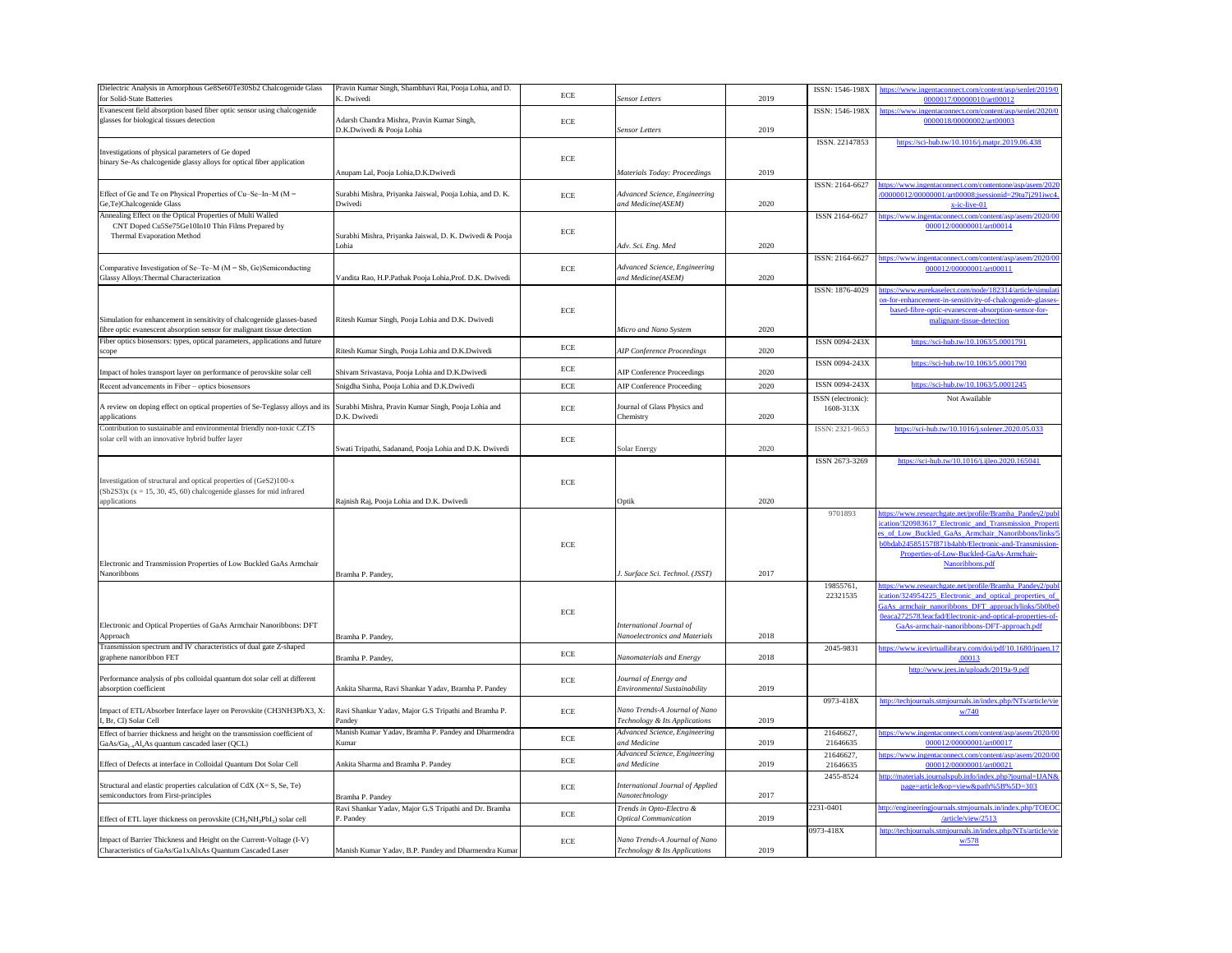| Dielectric Analysis in Amorphous Ge8Se60Te30Sb2 Chalcogenide Glass for Solid-State Batteries | Pravin Kumar Singh, Shambhavi Rai, Pooja Lohia, and D. K. Dwivedi | ECE | *Sensor Letters* | 2019 | ISSN: 1546-198X | https://www.ingentaconnect.com/content/asp/senlet/2019/00000017/00000010/art00012 |
|---|---|---|---|---|---|---|
| Evanescent field absorption based fiber optic sensor using chalcogenide glasses for biological tissues detection | Adarsh Chandra Mishra, Pravin Kumar Singh, D.K.Dwivedi & Pooja Lohia | ECE | *Sensor Letters* | 2019 | ISSN: 1546-198X | https://www.ingentaconnect.com/content/asp/senlet/2020/00000018/00000002/art00003 |
| Investigations of physical parameters of Ge doped binary Se-As chalcogenide glassy alloys for optical fiber application | Anupam Lal, Pooja Lohia,D.K.Dwivedi | ECE | *Materials Today: Proceedings* | 2019 | ISSN. 22147853 | https://sci-hub.tw/10.1016/j.matpr.2019.06.438 |
| Effect of Ge and Te on Physical Properties of Cu–Se–In–M (M = Ge,Te)Chalcogenide Glass | Surabhi Mishra, Priyanka Jaiswal, Pooja Lohia, and D. K. Dwivedi | ECE | *Advanced Science, Engineering and Medicine(ASEM)* | 2020 | ISSN: 2164-6627 | https://www.ingentaconnect.com/contentone/asp/asem/2020/00000012/00000001/art00008;jsessionid=29ta7j291iwc4.x-ic-live-01 |
| Annealing Effect on the Optical Properties of Multi Walled CNT Doped Cu5Se75Ge10In10 Thin Films Prepared by Thermal Evaporation Method | Surabhi Mishra, Priyanka Jaiswal, D. K. Dwivedi & Pooja Lohia | ECE | *Adv. Sci. Eng. Med* | 2020 | ISSN 2164-6627 | https://www.ingentaconnect.com/content/asp/asem/2020/00000012/00000001/art00014 |
| Comparative Investigation of Se–Te–M (M = Sb, Ge)Semiconducting Glassy Alloys:Thermal Characterization | Vandita Rao, H.P.Pathak Pooja Lohia,Prof. D.K. Dwivedi | ECE | *Advanced Science, Engineering and Medicine(ASEM)* | 2020 | ISSN: 2164-6627 | https://www.ingentaconnect.com/content/asp/asem/2020/00000012/00000001/art00011 |
| Simulation for enhancement in sensitivity of chalcogenide glasses-based fibre optic evanescent absorption sensor for malignant tissue detection | Ritesh Kumar Singh, Pooja Lohia and D.K. Dwivedi | ECE | *Micro and Nano System* | 2020 | ISSN: 1876-4029 | https://www.eurekaselect.com/node/182314/article/simulation-for-enhancement-in-sensitivity-of-chalcogenide-glasses-based-fibre-optic-evanescent-absorption-sensor-for-malignant-tissue-detection |
| Fiber optics biosensors: types, optical parameters, applications and future scope | Ritesh Kumar Singh, Pooja Lohia and D.K.Dwivedi | ECE | *AIP Conference Proceedings* | 2020 | ISSN 0094-243X | https://sci-hub.tw/10.1063/5.0001791 |
| Impact of holes transport layer on performance of perovskite solar cell | Shivam Srivastava, Pooja Lohia and D.K.Dwivedi | ECE | AIP Conference Proceedings | 2020 | ISSN 0094-243X | https://sci-hub.tw/10.1063/5.0001790 |
| Recent advancements in Fiber – optics biosensors | Snigdha Sinha, Pooja Lohia and D.K.Dwivedi | ECE | AIP Conference Proceeding | 2020 | ISSN 0094-243X | https://sci-hub.tw/10.1063/5.0001245 |
| A review on doping effect on optical properties of Se-Teglassy alloys and its applications | Surabhi Mishra, Pravin Kumar Singh, Pooja Lohia and D.K. Dwivedi | ECE | Journal of Glass Physics and Chemistry | 2020 | ISSN (electronic): 1608-313X | Not Available |
| Contribution to sustainable and environmental friendly non-toxic CZTS solar cell with an innovative hybrid buffer layer | Swati Tripathi, Sadanand, Pooja Lohia and D.K. Dwivedi | ECE | Solar Energy | 2020 | ISSN: 2321-9653 | https://sci-hub.tw/10.1016/j.solener.2020.05.033 |
| Investigation of structural and optical properties of (GeS2)100-x (Sb2S3)x (x = 15, 30, 45, 60) chalcogenide glasses for mid infrared applications | Rajnish Raj, Pooja Lohia and D.K. Dwivedi | ECE | Optik | 2020 | ISSN 2673-3269 | https://sci-hub.tw/10.1016/j.ijleo.2020.165041 |
| Electronic and Transmission Properties of Low Buckled GaAs Armchair Nanoribbons | Bramha P. Pandey, | ECE | *J. Surface Sci. Technol. (JSST)* | 2017 | 9701893 | https://www.researchgate.net/profile/Bramha_Pandey2/publication/320983617_Electronic_and_Transmission_Properties_of_Low_Buckled_GaAs_Armchair_Nanoribbons/links/5b0bdab24585157f871b4abb/Electronic-and-Transmission-Properties-of-Low-Buckled-GaAs-Armchair-Nanoribbons.pdf |
| Electronic and Optical Properties of GaAs Armchair Nanoribbons: DFT Approach | Bramha P. Pandey, | ECE | *International Journal of Nanoelectronics and Materials* | 2018 | 19855761, 22321535 | https://www.researchgate.net/profile/Bramha_Pandey2/publication/324954225_Electronic_and_optical_properties_of_GaAs_armchair_nanoribbons_DFT_approach/links/5b0be00eaca2725783eacfad/Electronic-and-optical-properties-of-GaAs-armchair-nanoribbons-DFT-approach.pdf |
| Transmission spectrum and IV characteristics of dual gate Z-shaped graphene nanoribbon FET | Bramha P. Pandey, | ECE | *Nanomaterials and Energy* | 2018 | 2045-9831 | https://www.icevirtuallibrary.com/doi/pdf/10.1680/jnaen.17.00013 |
| Performance analysis of pbs colloidal quantum dot solar cell at different absorption coefficient | Ankita Sharma, Ravi Shankar Yadav, Bramha P. Pandey | ECE | *Journal of Energy and Environmental Sustainability* | 2019 | | http://www.jees.in/uploads/2019a-9.pdf |
| Impact of ETL/Absorber Interface layer on Perovskite (CH3NH3PbX3, X: I, Br, Cl) Solar Cell | Ravi Shankar Yadav, Major G.S Tripathi and Bramha P. Pandey | ECE | *Nano Trends-A Journal of Nano Technology & Its Applications* | 2019 | 0973-418X | http://techjournals.stmjournals.in/index.php/NTs/article/view/740 |
| Effect of barrier thickness and height on the transmission coefficient of $GaAs/Ga_{1-x}Al_xAs$ quantum cascaded laser (QCL) | Manish Kumar Yadav, Bramha P. Pandey and Dharmendra Kumar | ECE | *Advanced Science, Engineering and Medicine* | 2019 | 21646627, 21646635 | https://www.ingentaconnect.com/content/asp/asem/2020/00000012/00000001/art00017 |
| Effect of Defects at interface in Colloidal Quantum Dot Solar Cell | Ankita Sharma and Bramha P. Pandey | ECE | *Advanced Science, Engineering and Medicine* | 2019 | 21646627, 21646635 | https://www.ingentaconnect.com/content/asp/asem/2020/00000012/00000001/art00021 |
| Structural and elastic properties calculation of CdX (X= S, Se, Te) semiconductors from First-principles | Bramha P. Pandey | ECE | *International Journal of Applied Nanotechnology* | 2017 | 2455-8524 | http://materials.journalspub.info/index.php?journal=IJAN&page=article&op=view&path%5B%5D=303 |
| Effect of ETL layer thickness on perovskite ($CH_3NH_3PbI_3$) solar cell | Ravi Shankar Yadav, Major G.S Tripathi and Dr. Bramha P. Pandey | ECE | *Trends in Opto-Electro & Optical Communication* | 2019 | 2231-0401 | http://engineeringjournals.stmjournals.in/index.php/TOEOC/article/view/2513 |
| Impact of Barrier Thickness and Height on the Current-Voltage (I-V) Characteristics of GaAs/Ga1xAlxAs Quantum Cascaded Laser | Manish Kumar Yadav, B.P. Pandey and Dharmendra Kumar | ECE | *Nano Trends-A Journal of Nano Technology & Its Applications* | 2019 | 0973-418X | http://techjournals.stmjournals.in/index.php/NTs/article/view/578 |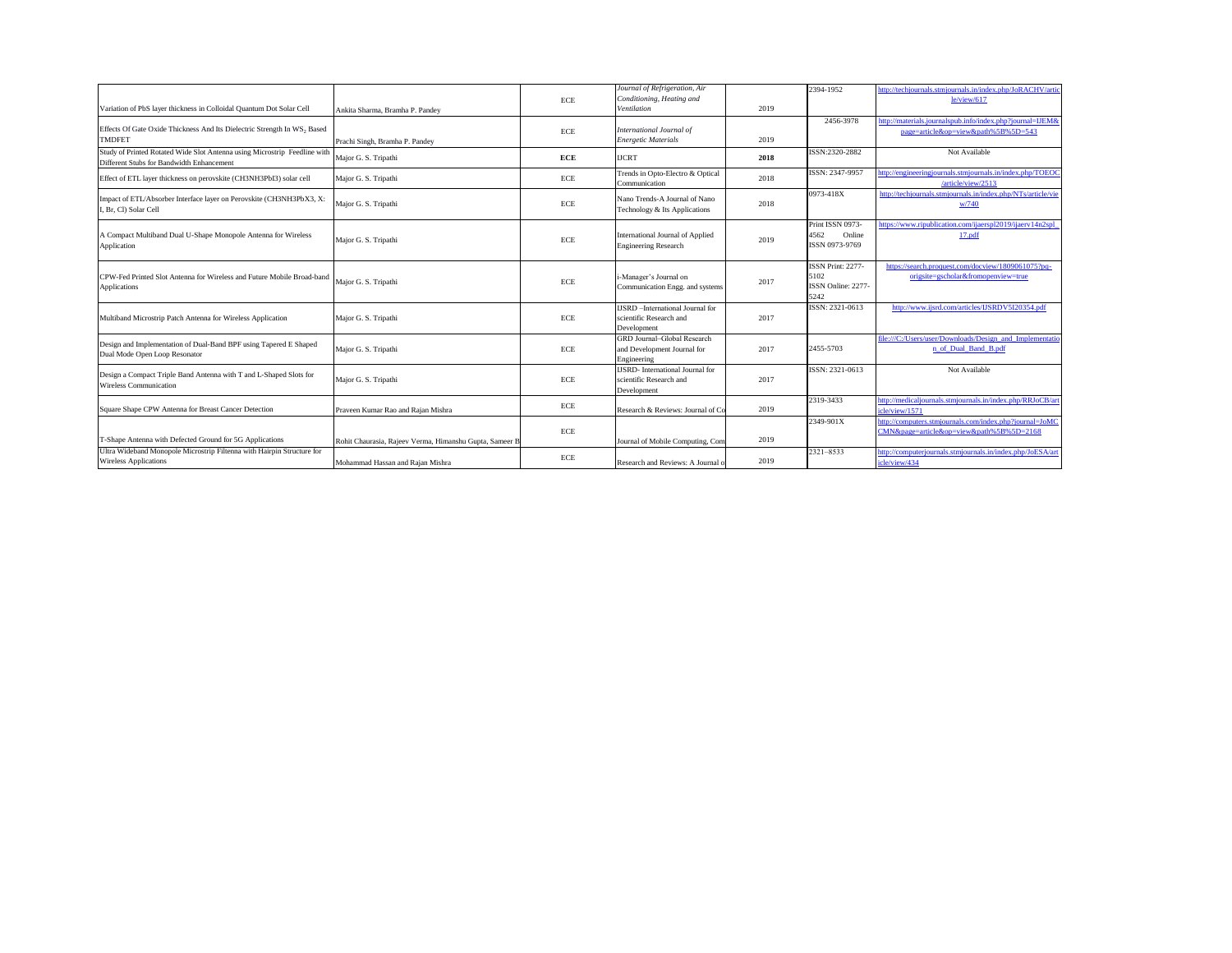| Variation of PbS layer thickness in Colloidal Quantum Dot Solar Cell | Ankita Sharma, Bramha P. Pandey | ECE | *Journal of Refrigeration, Air Conditioning, Heating and Ventilation* | 2019 | 2394-1952 | http://techjournals.stmjournals.in/index.php/JoRACHV/article/view/617 |
|---|---|---|---|---|---|---|
| Effects Of Gate Oxide Thickness And Its Dielectric Strength In $WS_2$ Based TMDFET | Prachi Singh, Bramha P. Pandey | ECE | *International Journal of Energetic Materials* | 2019 | 2456-3978 | http://materials.journalspub.info/index.php?journal=IJEM&page=article&op=view&path%5B%5D=543 |
| Study of Printed Rotated Wide Slot Antenna using Microstrip Feedline with Different Stubs for Bandwidth Enhancement | Major G. S. Tripathi | **ECE** | IJCRT | **2018** | ISSN:2320-2882 | Not Available |
| Effect of ETL layer thickness on perovskite (CH3NH3PbI3) solar cell | Major G. S. Tripathi | ECE | Trends in Opto-Electro & Optical Communication | 2018 | ISSN: 2347-9957 | http://engineeringjournals.stmjournals.in/index.php/TOEOC/article/view/2513 |
| Impact of ETL/Absorber Interface layer on Perovskite (CH3NH3PbX3, X: I, Br, Cl) Solar Cell | Major G. S. Tripathi | ECE | Nano Trends-A Journal of Nano Technology & Its Applications | 2018 | 0973-418X | http://techjournals.stmjournals.in/index.php/NTs/article/view/740 |
| A Compact Multiband Dual U-Shape Monopole Antenna for Wireless Application | Major G. S. Tripathi | ECE | International Journal of Applied Engineering Research | 2019 | Print ISSN 0973-4562 Online ISSN 0973-9769 | https://www.ripublication.com/ijaerspl2019/ijaerv14n2spl_17.pdf |
| CPW-Fed Printed Slot Antenna for Wireless and Future Mobile Broad-band Applications | Major G. S. Tripathi | ECE | i-Manager's Journal on Communication Engg. and systems | 2017 | ISSN Print: 2277-5102 ISSN Online: 2277-5242 | https://search.proquest.com/docview/1809061075?pq-origsite=gscholar&fromopenview=true |
| Multiband Microstrip Patch Antenna for Wireless Application | Major G. S. Tripathi | ECE | IJSRD –International Journal for scientific Research and Development | 2017 | ISSN: 2321-0613 | http://www.ijsrd.com/articles/IJSRDV5I20354.pdf |
| Design and Implementation of Dual-Band BPF using Tapered E Shaped Dual Mode Open Loop Resonator | Major G. S. Tripathi | ECE | GRD Journal–Global Research and Development Journal for Engineering | 2017 | 2455-5703 | file:///C:/Users/user/Downloads/Design_and_Implementation_of_Dual_Band_B.pdf |
| Design a Compact Triple Band Antenna with T and L-Shaped Slots for Wireless Communication | Major G. S. Tripathi | ECE | IJSRD- International Journal for scientific Research and Development | 2017 | ISSN: 2321-0613 | Not Available |
| Square Shape CPW Antenna for Breast Cancer Detection | Praveen Kumar Rao and Rajan Mishra | ECE | Research & Reviews: Journal of Co | 2019 | 2319-3433 | http://medicaljournals.stmjournals.in/index.php/RRJoCB/article/view/1571 |
| T-Shape Antenna with Defected Ground for 5G Applications | Rohit Chaurasia, Rajeev Verma, Himanshu Gupta, Sameer B | ECE | Journal of Mobile Computing, Com | 2019 | 2349-901X | http://computers.stmjournals.com/index.php?journal=JoMCMN&page=article&op=view&path%5B%5D=2168 |
| Ultra Wideband Monopole Microstrip Filtenna with Hairpin Structure for Wireless Applications | Mohammad Hassan and Rajan Mishra | ECE | Research and Reviews: A Journal o | 2019 | 2321–8533 | http://computerjournals.stmjournals.in/index.php/JoESA/article/view/434 |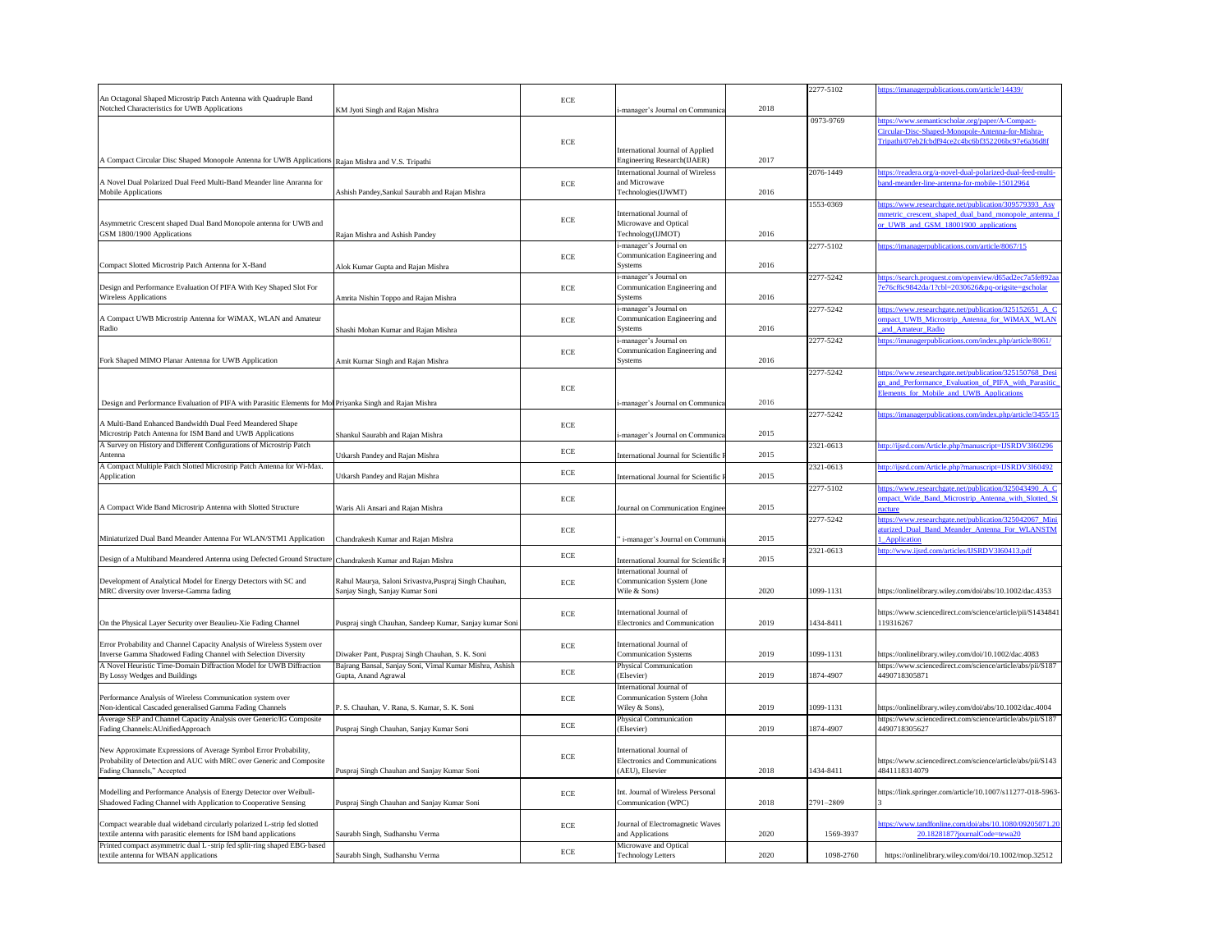| | | | | | | |
|---|---|---|---|---|---|---|
| An Octagonal Shaped Microstrip Patch Antenna with Quadruple Band Notched Characteristics for UWB Applications | KM Jyoti Singh and Rajan Mishra | ECE | i-manager's Journal on Communica | 2018 | 2277-5102 | https://imanagerpublications.com/article/14439/ |
| A Compact Circular Disc Shaped Monopole Antenna for UWB Applications | Rajan Mishra and V.S. Tripathi | ECE | International Journal of Applied Engineering Research(IJAER) | 2017 | 0973-9769 | https://www.semanticscholar.org/paper/A-Compact-Circular-Disc-Shaped-Monopole-Antenna-for-Mishra-Tripathi/07eb2fcbdf94ce2c4bc6bf352206bc97e6a36d8f |
| A Novel Dual Polarized Dual Feed Multi-Band Meander line Anranna for Mobile Applications | Ashish Pandey,Sankul Saurabh and Rajan Mishra | ECE | International Journal of Wireless and Microwave Technologies(IJWMT) | 2016 | 2076-1449 | https://readera.org/a-novel-dual-polarized-dual-feed-multi-band-meander-line-antenna-for-mobile-15012964 |
| Asymmetric Crescent shaped Dual Band Monopole antenna for UWB and GSM 1800/1900 Applications | Rajan Mishra and Ashish Pandey | ECE | International Journal of Microwave and Optical Technology(IJMOT) | 2016 | 1553-0369 | https://www.researchgate.net/publication/309579393_Asymmetric_crescent_shaped_dual_band_monopole_antenna_for_UWB_and_GSM_18001900_applications |
| Compact Slotted Microstrip Patch Antenna for X-Band | Alok Kumar Gupta and Rajan Mishra | ECE | i-manager's Journal on Communication Engineering and Systems | 2016 | 2277-5102 | https://imanagerpublications.com/article/8067/15 |
| Design and Performance Evaluation Of PIFA With Key Shaped Slot For Wireless Applications | Amrita Nishin Toppo and Rajan Mishra | ECE | i-manager's Journal on Communication Engineering and Systems | 2016 | 2277-5242 | https://search.proquest.com/openview/d65ad2ec7a5fe892aa7e76cf6c9842da/1?cbl=2030626&pq-origsite=gscholar |
| A Compact UWB Microstrip Antenna for WiMAX, WLAN and Amateur Radio | Shashi Mohan Kumar and Rajan Mishra | ECE | i-manager's Journal on Communication Engineering and Systems | 2016 | 2277-5242 | https://www.researchgate.net/publication/325152651_A_Compact_UWB_Microstrip_Antenna_for_WiMAX_WLAN_and_Amateur_Radio |
| Fork Shaped MIMO Planar Antenna for UWB Application | Amit Kumar Singh and Rajan Mishra | ECE | i-manager's Journal on Communication Engineering and Systems | 2016 | 2277-5242 | https://imanagerpublications.com/index.php/article/8061/ |
| Design and Performance Evaluation of PIFA with Parasitic Elements for Mo | Priyanka Singh and Rajan Mishra | ECE | i-manager's Journal on Communica | 2016 | 2277-5242 | https://www.researchgate.net/publication/325150768_Design_and_Performance_Evaluation_of_PIFA_with_Parasitic_Elements_for_Mobile_and_UWB_Applications |
| A Multi-Band Enhanced Bandwidth Dual Feed Meandered Shape Microstrip Patch Antenna for ISM Band and UWB Applications | Shankul Saurabh and Rajan Mishra | ECE | i-manager's Journal on Communica | 2015 | 2277-5242 | https://imanagerpublications.com/index.php/article/3455/15 |
| A Survey on History and Different Configurations of Microstrip Patch Antenna | Utkarsh Pandey and Rajan Mishra | ECE | International Journal for Scientific R | 2015 | 2321-0613 | http://ijsrd.com/Article.php?manuscript=IJSRDV3I60296 |
| A Compact Multiple Patch Slotted Microstrip Patch Antenna for Wi-Max. Application | Utkarsh Pandey and Rajan Mishra | ECE | International Journal for Scientific R | 2015 | 2321-0613 | http://ijsrd.com/Article.php?manuscript=IJSRDV3I60492 |
| A Compact Wide Band Microstrip Antenna with Slotted Structure | Waris Ali Ansari and Rajan Mishra | ECE | Journal on Communication Enginee | 2015 | 2277-5102 | https://www.researchgate.net/publication/325043490_A_Compact_Wide_Band_Microstrip_Antenna_with_Slotted_Structure |
| Miniaturized Dual Band Meander Antenna For WLAN/STM1 Application | Chandrakesh Kumar and Rajan Mishra | ECE | " i-manager's Journal on Communi | 2015 | 2277-5242 | https://www.researchgate.net/publication/325042067_Miniaturized_Dual_Band_Meander_Antenna_For_WLANSTM1_Application |
| Design of a Multiband Meandered Antenna using Defected Ground Structure | Chandrakesh Kumar and Rajan Mishra | ECE | International Journal for Scientific R | 2015 | 2321-0613 | http://www.ijsrd.com/articles/IJSRDV3I60413.pdf |
| Development of Analytical Model for Energy Detectors with SC and MRC diversity over Inverse-Gamma fading | Rahul Maurya, Saloni Srivastva,Puspraj Singh Chauhan, Sanjay Singh, Sanjay Kumar Soni | ECE | International Journal of Communication System (Jone Wile & Sons) | 2020 | 1099-1131 | https://onlinelibrary.wiley.com/doi/abs/10.1002/dac.4353 |
| On the Physical Layer Security over Beaulieu-Xie Fading Channel | Puspraj singh Chauhan, Sandeep Kumar, Sanjay kumar Soni | ECE | International Journal of Electronics and Communication | 2019 | 1434-8411 | https://www.sciencedirect.com/science/article/pii/S1434841119316267 |
| Error Probability and Channel Capacity Analysis of Wireless System over Inverse Gamma Shadowed Fading Channel with Selection Diversity | Diwaker Pant, Puspraj Singh Chauhan, S. K. Soni | ECE | International Journal of Communication Systems | 2019 | 1099-1131 | https://onlinelibrary.wiley.com/doi/10.1002/dac.4083 |
| A Novel Heuristic Time-Domain Diffraction Model for UWB Diffraction By Lossy Wedges and Buildings | Bajrang Bansal, Sanjay Soni, Vimal Kumar Mishra, Ashish Gupta, Anand Agrawal | ECE | Physical Communication (Elsevier) | 2019 | 1874-4907 | https://www.sciencedirect.com/science/article/abs/pii/S1874490718305871 |
| Performance Analysis of Wireless Communication system over Non-identical Cascaded generalised Gamma Fading Channels | P. S. Chauhan, V. Rana, S. Kumar, S. K. Soni | ECE | International Journal of Communication System (John Wiley & Sons), | 2019 | 1099-1131 | https://onlinelibrary.wiley.com/doi/abs/10.1002/dac.4004 |
| Average SEP and Channel Capacity Analysis over Generic/IG Composite Fading Channels:AUnifiedApproach | Puspraj Singh Chauhan, Sanjay Kumar Soni | ECE | Physical Communication (Elsevier) | 2019 | 1874-4907 | https://www.sciencedirect.com/science/article/abs/pii/S1874490718305627 |
| New Approximate Expressions of Average Symbol Error Probability, Probability of Detection and AUC with MRC over Generic and Composite Fading Channels," Accepted | Puspraj Singh Chauhan and Sanjay Kumar Soni | ECE | International Journal of Electronics and Communications (AEU), Elsevier | 2018 | 1434-8411 | https://www.sciencedirect.com/science/article/abs/pii/S1434841118314079 |
| Modelling and Performance Analysis of Energy Detector over Weibull-Shadowed Fading Channel with Application to Cooperative Sensing | Puspraj Singh Chauhan and Sanjay Kumar Soni | ECE | Int. Journal of Wireless Personal Communication (WPC) | 2018 | 2791–2809 | https://link.springer.com/article/10.1007/s11277-018-5963-3 |
| Compact wearable dual wideband circularly polarized L-strip fed slotted textile antenna with parasitic elements for ISM band applications | Saurabh Singh, Sudhanshu Verma | ECE | Journal of Electromagnetic Waves and Applications | 2020 | 1569-3937 | https://www.tandfonline.com/doi/abs/10.1080/09205071.2020.1828187?journalCode=tewa20 |
| Printed compact asymmetric dual L-strip fed split-ring shaped EBG-based textile antenna for WBAN applications | Saurabh Singh, Sudhanshu Verma | ECE | Microwave and Optical Technology Letters | 2020 | 1098-2760 | https://onlinelibrary.wiley.com/doi/10.1002/mop.32512 |